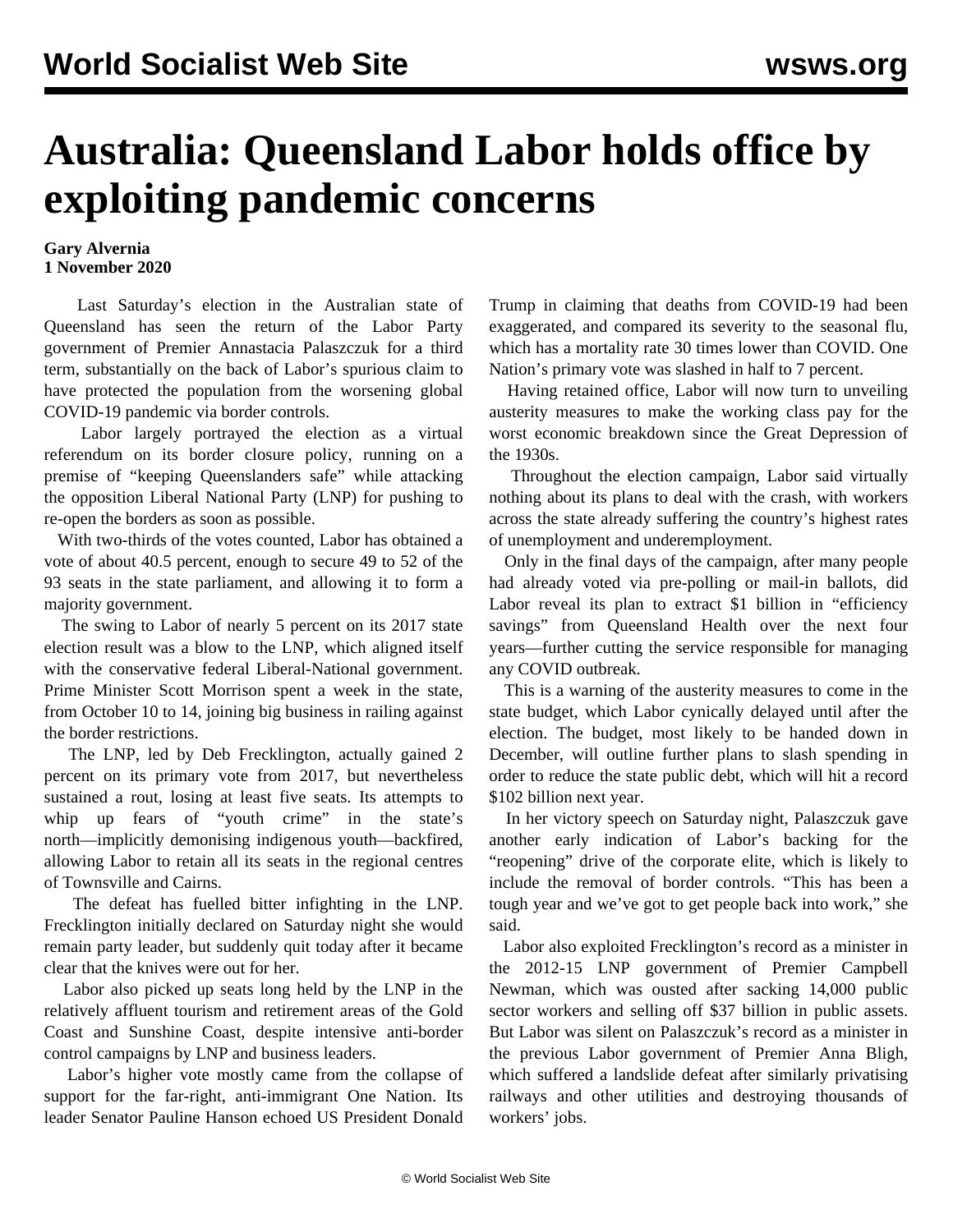# Australia: Queensland Labor holds office by exploiting pandemic concerns

**Gary Alvernia**
**1 November 2020**

Last Saturday's election in the Australian state of Queensland has seen the return of the Labor Party government of Premier Annastacia Palaszczuk for a third term, substantially on the back of Labor's spurious claim to have protected the population from the worsening global COVID-19 pandemic via border controls.

Labor largely portrayed the election as a virtual referendum on its border closure policy, running on a premise of "keeping Queenslanders safe" while attacking the opposition Liberal National Party (LNP) for pushing to re-open the borders as soon as possible.

With two-thirds of the votes counted, Labor has obtained a vote of about 40.5 percent, enough to secure 49 to 52 of the 93 seats in the state parliament, and allowing it to form a majority government.

The swing to Labor of nearly 5 percent on its 2017 state election result was a blow to the LNP, which aligned itself with the conservative federal Liberal-National government. Prime Minister Scott Morrison spent a week in the state, from October 10 to 14, joining big business in railing against the border restrictions.

The LNP, led by Deb Frecklington, actually gained 2 percent on its primary vote from 2017, but nevertheless sustained a rout, losing at least five seats. Its attempts to whip up fears of "youth crime" in the state's north—implicitly demonising indigenous youth—backfired, allowing Labor to retain all its seats in the regional centres of Townsville and Cairns.

The defeat has fuelled bitter infighting in the LNP. Frecklington initially declared on Saturday night she would remain party leader, but suddenly quit today after it became clear that the knives were out for her.

Labor also picked up seats long held by the LNP in the relatively affluent tourism and retirement areas of the Gold Coast and Sunshine Coast, despite intensive anti-border control campaigns by LNP and business leaders.

Labor's higher vote mostly came from the collapse of support for the far-right, anti-immigrant One Nation. Its leader Senator Pauline Hanson echoed US President Donald Trump in claiming that deaths from COVID-19 had been exaggerated, and compared its severity to the seasonal flu, which has a mortality rate 30 times lower than COVID. One Nation's primary vote was slashed in half to 7 percent.

Having retained office, Labor will now turn to unveiling austerity measures to make the working class pay for the worst economic breakdown since the Great Depression of the 1930s.

Throughout the election campaign, Labor said virtually nothing about its plans to deal with the crash, with workers across the state already suffering the country's highest rates of unemployment and underemployment.

Only in the final days of the campaign, after many people had already voted via pre-polling or mail-in ballots, did Labor reveal its plan to extract $1 billion in "efficiency savings" from Queensland Health over the next four years—further cutting the service responsible for managing any COVID outbreak.

This is a warning of the austerity measures to come in the state budget, which Labor cynically delayed until after the election. The budget, most likely to be handed down in December, will outline further plans to slash spending in order to reduce the state public debt, which will hit a record $102 billion next year.

In her victory speech on Saturday night, Palaszczuk gave another early indication of Labor's backing for the "reopening" drive of the corporate elite, which is likely to include the removal of border controls. "This has been a tough year and we've got to get people back into work," she said.

Labor also exploited Frecklington's record as a minister in the 2012-15 LNP government of Premier Campbell Newman, which was ousted after sacking 14,000 public sector workers and selling off $37 billion in public assets. But Labor was silent on Palaszczuk's record as a minister in the previous Labor government of Premier Anna Bligh, which suffered a landslide defeat after similarly privatising railways and other utilities and destroying thousands of workers' jobs.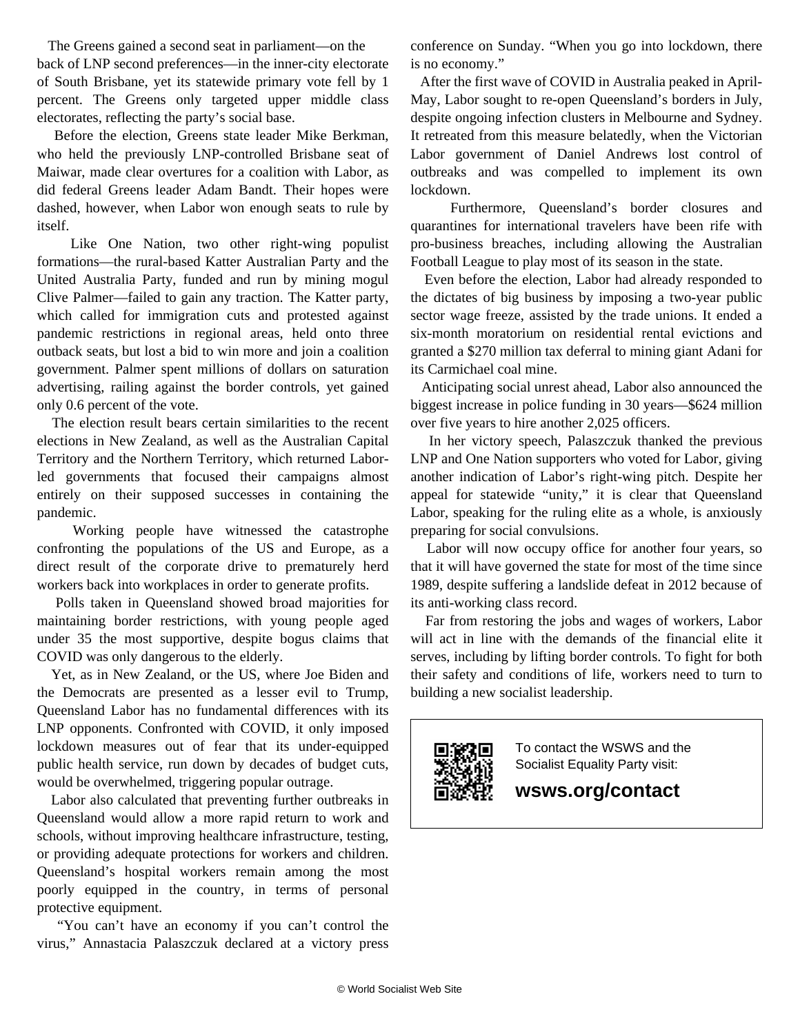The Greens gained a second seat in parliament—on the back of LNP second preferences—in the inner-city electorate of South Brisbane, yet its statewide primary vote fell by 1 percent. The Greens only targeted upper middle class electorates, reflecting the party's social base.

Before the election, Greens state leader Mike Berkman, who held the previously LNP-controlled Brisbane seat of Maiwar, made clear overtures for a coalition with Labor, as did federal Greens leader Adam Bandt. Their hopes were dashed, however, when Labor won enough seats to rule by itself.

Like One Nation, two other right-wing populist formations—the rural-based Katter Australian Party and the United Australia Party, funded and run by mining mogul Clive Palmer—failed to gain any traction. The Katter party, which called for immigration cuts and protested against pandemic restrictions in regional areas, held onto three outback seats, but lost a bid to win more and join a coalition government. Palmer spent millions of dollars on saturation advertising, railing against the border controls, yet gained only 0.6 percent of the vote.

The election result bears certain similarities to the recent elections in New Zealand, as well as the Australian Capital Territory and the Northern Territory, which returned Labor-led governments that focused their campaigns almost entirely on their supposed successes in containing the pandemic.

Working people have witnessed the catastrophe confronting the populations of the US and Europe, as a direct result of the corporate drive to prematurely herd workers back into workplaces in order to generate profits.

Polls taken in Queensland showed broad majorities for maintaining border restrictions, with young people aged under 35 the most supportive, despite bogus claims that COVID was only dangerous to the elderly.

Yet, as in New Zealand, or the US, where Joe Biden and the Democrats are presented as a lesser evil to Trump, Queensland Labor has no fundamental differences with its LNP opponents. Confronted with COVID, it only imposed lockdown measures out of fear that its under-equipped public health service, run down by decades of budget cuts, would be overwhelmed, triggering popular outrage.

Labor also calculated that preventing further outbreaks in Queensland would allow a more rapid return to work and schools, without improving healthcare infrastructure, testing, or providing adequate protections for workers and children. Queensland's hospital workers remain among the most poorly equipped in the country, in terms of personal protective equipment.

"You can't have an economy if you can't control the virus," Annastacia Palaszczuk declared at a victory press conference on Sunday. "When you go into lockdown, there is no economy."

After the first wave of COVID in Australia peaked in April-May, Labor sought to re-open Queensland's borders in July, despite ongoing infection clusters in Melbourne and Sydney. It retreated from this measure belatedly, when the Victorian Labor government of Daniel Andrews lost control of outbreaks and was compelled to implement its own lockdown.

Furthermore, Queensland's border closures and quarantines for international travelers have been rife with pro-business breaches, including allowing the Australian Football League to play most of its season in the state.

Even before the election, Labor had already responded to the dictates of big business by imposing a two-year public sector wage freeze, assisted by the trade unions. It ended a six-month moratorium on residential rental evictions and granted a $270 million tax deferral to mining giant Adani for its Carmichael coal mine.

Anticipating social unrest ahead, Labor also announced the biggest increase in police funding in 30 years—$624 million over five years to hire another 2,025 officers.

In her victory speech, Palaszczuk thanked the previous LNP and One Nation supporters who voted for Labor, giving another indication of Labor's right-wing pitch. Despite her appeal for statewide "unity," it is clear that Queensland Labor, speaking for the ruling elite as a whole, is anxiously preparing for social convulsions.

Labor will now occupy office for another four years, so that it will have governed the state for most of the time since 1989, despite suffering a landslide defeat in 2012 because of its anti-working class record.

Far from restoring the jobs and wages of workers, Labor will act in line with the demands of the financial elite it serves, including by lifting border controls. To fight for both their safety and conditions of life, workers need to turn to building a new socialist leadership.

To contact the WSWS and the Socialist Equality Party visit:

**wsws.org/contact**